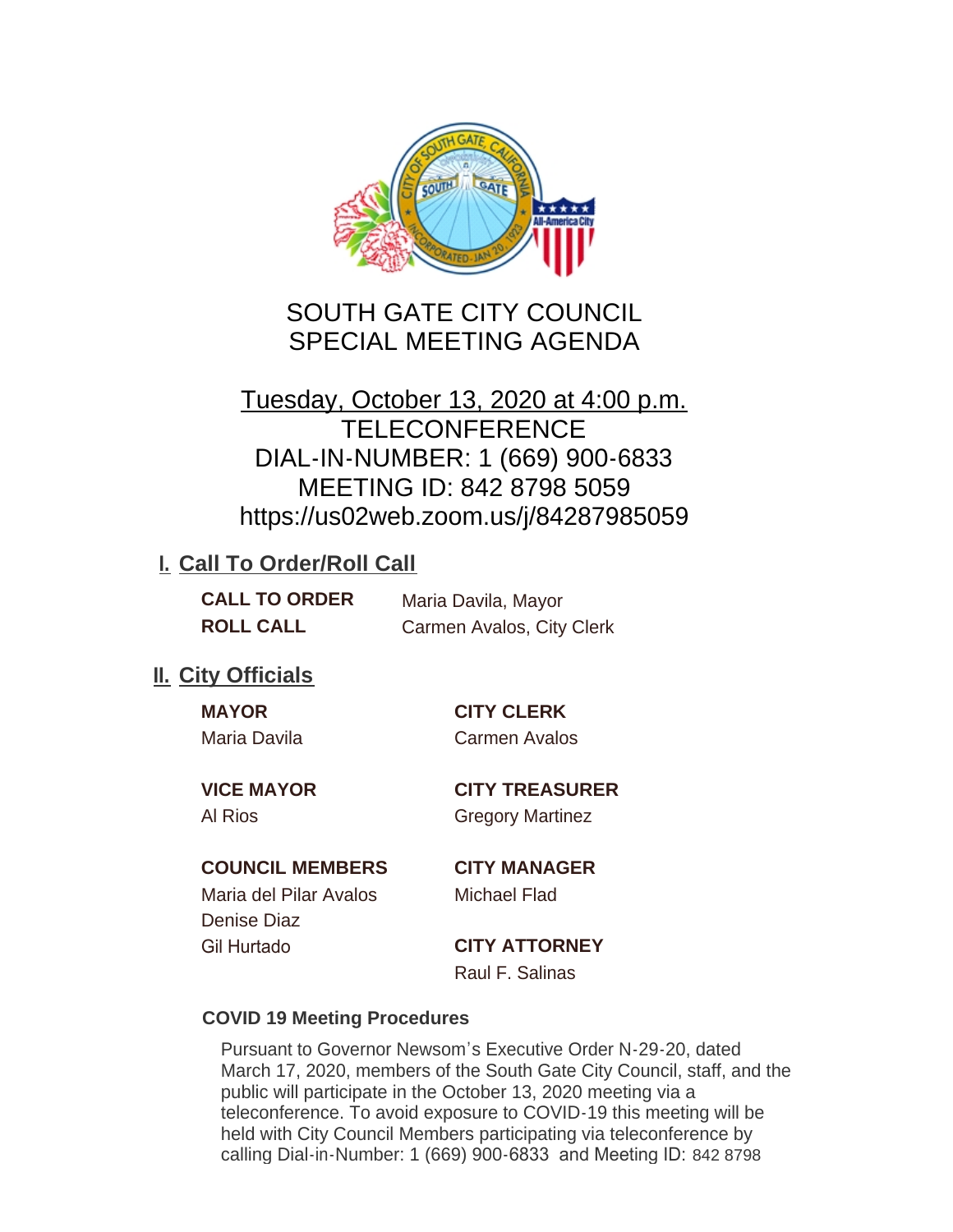# SOUTH GATE CITY COUNCIL
# SPECIAL MEETING AGENDA

Tuesday, October 13, 2020 at 4:00 p.m.
TELECONFERENCE
DIAL-IN-NUMBER: 1 (669) 900-6833
MEETING ID: 842 8798 5059
https://us02web.zoom.us/j/84287985059

## I. Call To Order/Roll Call

**CALL TO ORDER** Maria Davila, Mayor

**ROLL CALL** Carmen Avalos, City Clerk

## II. City Officials

**MAYOR**
Maria Davila

**VICE MAYOR**
Al Rios

**COUNCIL MEMBERS**
Maria del Pilar Avalos
Denise Diaz
Gil Hurtado

**CITY CLERK**
Carmen Avalos

**CITY TREASURER**
Gregory Martinez

**CITY MANAGER**
Michael Flad

**CITY ATTORNEY**
Raul F. Salinas

### COVID 19 Meeting Procedures

Pursuant to Governor Newsom's Executive Order N-29-20, dated March 17, 2020, members of the South Gate City Council, staff, and the public will participate in the October 13, 2020 meeting via a teleconference. To avoid exposure to COVID-19 this meeting will be held with City Council Members participating via teleconference by calling Dial-in-Number: 1 (669) 900-6833 and Meeting ID: 842 8798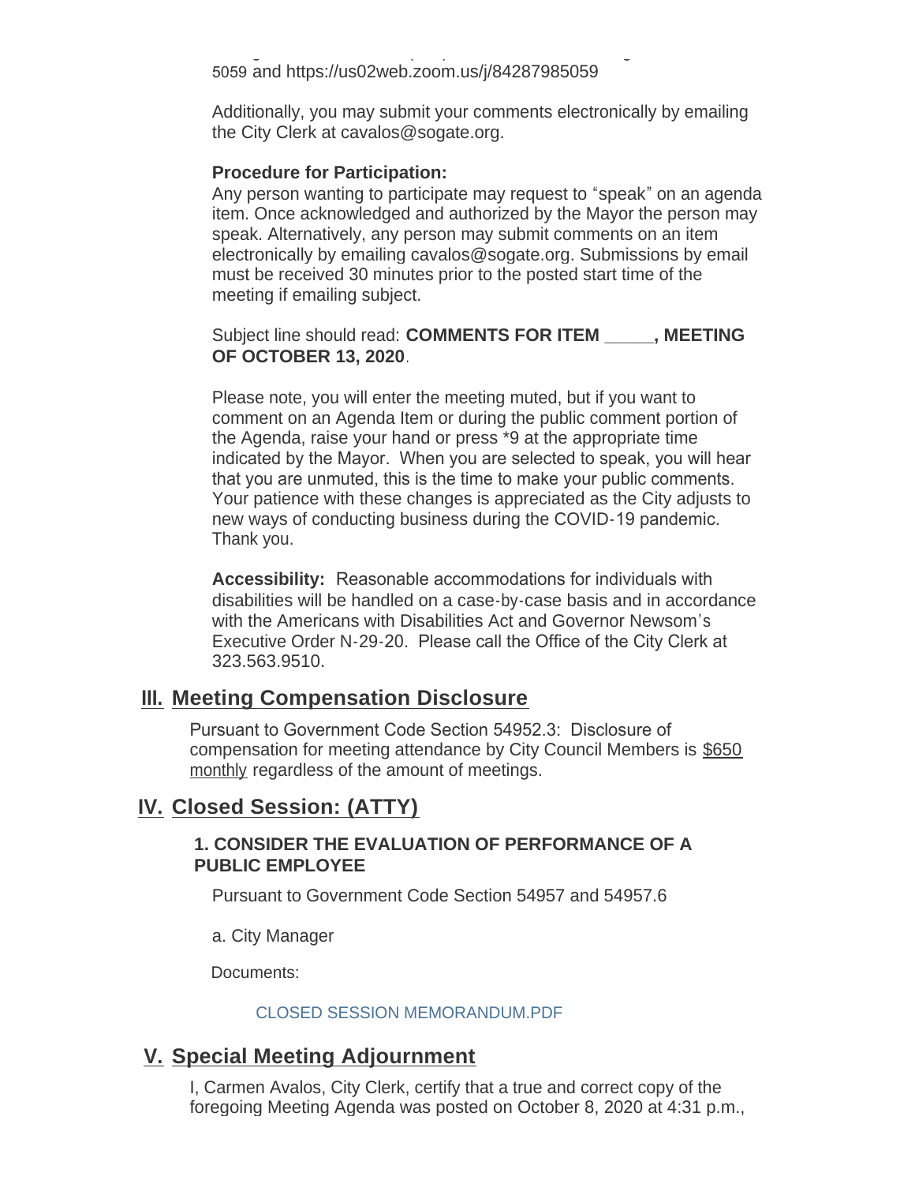5059 and https://us02web.zoom.us/j/84287985059

Additionally, you may submit your comments electronically by emailing the City Clerk at cavalos@sogate.org.

**Procedure for Participation:**
Any person wanting to participate may request to "speak" on an agenda item. Once acknowledged and authorized by the Mayor the person may speak. Alternatively, any person may submit comments on an item electronically by emailing cavalos@sogate.org. Submissions by email must be received 30 minutes prior to the posted start time of the meeting if emailing subject.

Subject line should read: **COMMENTS FOR ITEM _____, MEETING OF OCTOBER 13, 2020**.

Please note, you will enter the meeting muted, but if you want to comment on an Agenda Item or during the public comment portion of the Agenda, raise your hand or press *9 at the appropriate time indicated by the Mayor. When you are selected to speak, you will hear that you are unmuted, this is the time to make your public comments. Your patience with these changes is appreciated as the City adjusts to new ways of conducting business during the COVID-19 pandemic. Thank you.

**Accessibility:** Reasonable accommodations for individuals with disabilities will be handled on a case-by-case basis and in accordance with the Americans with Disabilities Act and Governor Newsom's Executive Order N-29-20. Please call the Office of the City Clerk at 323.563.9510.

## III. Meeting Compensation Disclosure

Pursuant to Government Code Section 54952.3: Disclosure of compensation for meeting attendance by City Council Members is $650 monthly regardless of the amount of meetings.

## IV. Closed Session: (ATTY)

**1. CONSIDER THE EVALUATION OF PERFORMANCE OF A PUBLIC EMPLOYEE**

Pursuant to Government Code Section 54957 and 54957.6

a. City Manager

Documents:

CLOSED SESSION MEMORANDUM.PDF

## V. Special Meeting Adjournment

I, Carmen Avalos, City Clerk, certify that a true and correct copy of the foregoing Meeting Agenda was posted on October 8, 2020 at 4:31 p.m.,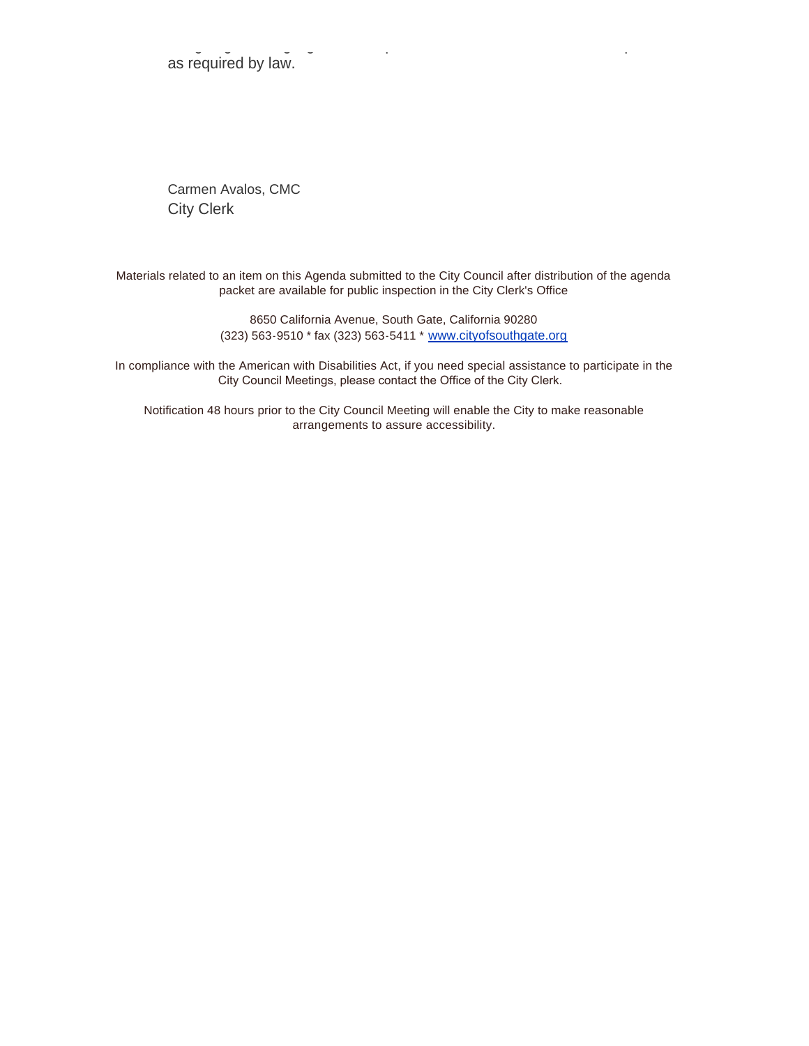as required by law.

Carmen Avalos, CMC
City Clerk

Materials related to an item on this Agenda submitted to the City Council after distribution of the agenda packet are available for public inspection in the City Clerk's Office

8650 California Avenue, South Gate, California 90280
(323) 563-9510 * fax (323) 563-5411 * [www.cityofsouthgate.org](http://www.cityofsouthgate.org)

In compliance with the American with Disabilities Act, if you need special assistance to participate in the City Council Meetings, please contact the Office of the City Clerk.

Notification 48 hours prior to the City Council Meeting will enable the City to make reasonable arrangements to assure accessibility.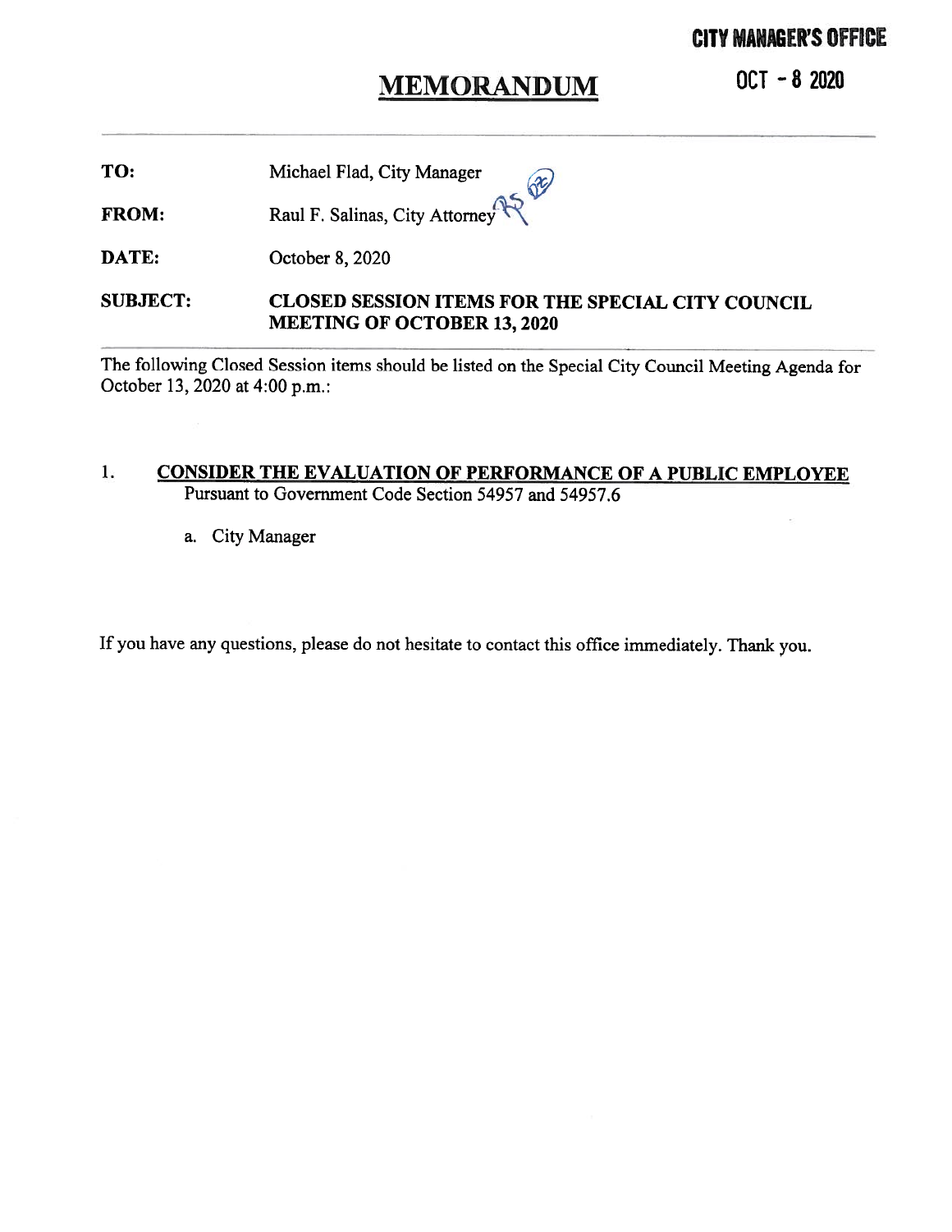**CITY MANAGER'S OFFICE**

**OCT - 8 2020**

# MEMORANDUM

**TO:** Michael Flad, City Manager

**FROM:** Raul F. Salinas, City Attorney

**DATE:** October 8, 2020

**SUBJECT:** **CLOSED SESSION ITEMS FOR THE SPECIAL CITY COUNCIL MEETING OF OCTOBER 13, 2020**

The following Closed Session items should be listed on the Special City Council Meeting Agenda for October 13, 2020 at 4:00 p.m.:

1. **CONSIDER THE EVALUATION OF PERFORMANCE OF A PUBLIC EMPLOYEE**
   Pursuant to Government Code Section 54957 and 54957.6

   a. City Manager

If you have any questions, please do not hesitate to contact this office immediately. Thank you.